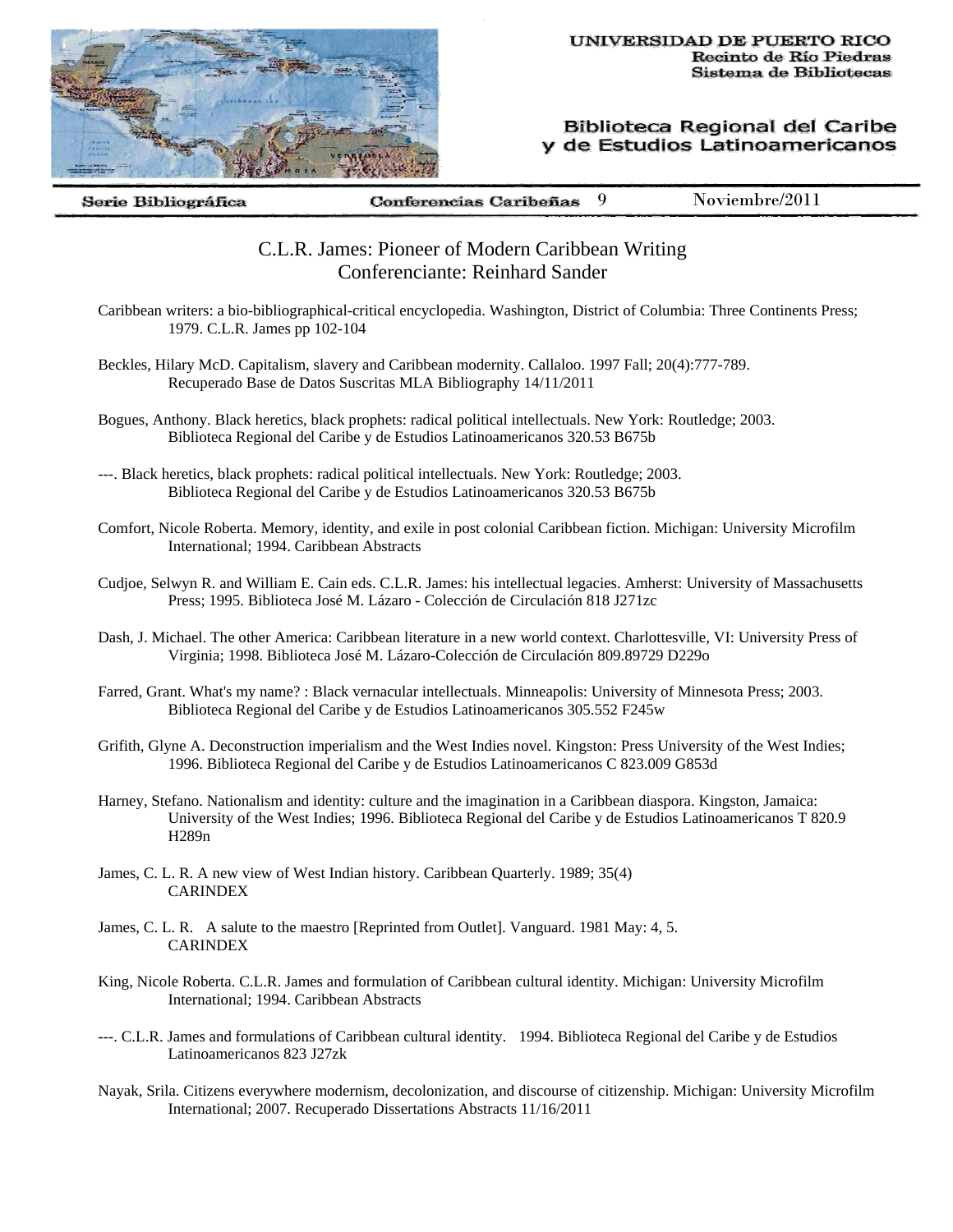UNIVERSIDAD DE PUERTO RICO
Recinto de Río Piedras
Sistema de Bibliotecas

Biblioteca Regional del Caribe
y de Estudios Latinoamericanos

Serie Bibliográfica | Conferencias Caribeñas 9 | Noviembre/2011

# C.L.R. James: Pioneer of Modern Caribbean Writing
## Conferenciante: Reinhard Sander

Caribbean writers: a bio-bibliographical-critical encyclopedia. Washington, District of Columbia: Three Continents Press; 1979. C.L.R. James pp 102-104

Beckles, Hilary McD. Capitalism, slavery and Caribbean modernity. Callaloo. 1997 Fall; 20(4):777-789. Recuperado Base de Datos Suscritas MLA Bibliography 14/11/2011

Bogues, Anthony. Black heretics, black prophets: radical political intellectuals. New York: Routledge; 2003. Biblioteca Regional del Caribe y de Estudios Latinoamericanos 320.53 B675b

---. Black heretics, black prophets: radical political intellectuals. New York: Routledge; 2003. Biblioteca Regional del Caribe y de Estudios Latinoamericanos 320.53 B675b

Comfort, Nicole Roberta. Memory, identity, and exile in post colonial Caribbean fiction. Michigan: University Microfilm International; 1994. Caribbean Abstracts

Cudjoe, Selwyn R. and William E. Cain eds. C.L.R. James: his intellectual legacies. Amherst: University of Massachusetts Press; 1995. Biblioteca José M. Lázaro - Colección de Circulación 818 J271zc

Dash, J. Michael. The other America: Caribbean literature in a new world context. Charlottesville, VI: University Press of Virginia; 1998. Biblioteca José M. Lázaro-Colección de Circulación 809.89729 D229o

Farred, Grant. What's my name? : Black vernacular intellectuals. Minneapolis: University of Minnesota Press; 2003. Biblioteca Regional del Caribe y de Estudios Latinoamericanos 305.552 F245w

Grifith, Glyne A. Deconstruction imperialism and the West Indies novel. Kingston: Press University of the West Indies; 1996. Biblioteca Regional del Caribe y de Estudios Latinoamericanos C 823.009 G853d

Harney, Stefano. Nationalism and identity: culture and the imagination in a Caribbean diaspora. Kingston, Jamaica: University of the West Indies; 1996. Biblioteca Regional del Caribe y de Estudios Latinoamericanos T 820.9 H289n

James, C. L. R. A new view of West Indian history. Caribbean Quarterly. 1989; 35(4) CARINDEX

James, C. L. R. A salute to the maestro [Reprinted from Outlet]. Vanguard. 1981 May: 4, 5. CARINDEX

King, Nicole Roberta. C.L.R. James and formulation of Caribbean cultural identity. Michigan: University Microfilm International; 1994. Caribbean Abstracts

---. C.L.R. James and formulations of Caribbean cultural identity. 1994. Biblioteca Regional del Caribe y de Estudios Latinoamericanos 823 J27zk

Nayak, Srila. Citizens everywhere modernism, decolonization, and discourse of citizenship. Michigan: University Microfilm International; 2007. Recuperado Dissertations Abstracts 11/16/2011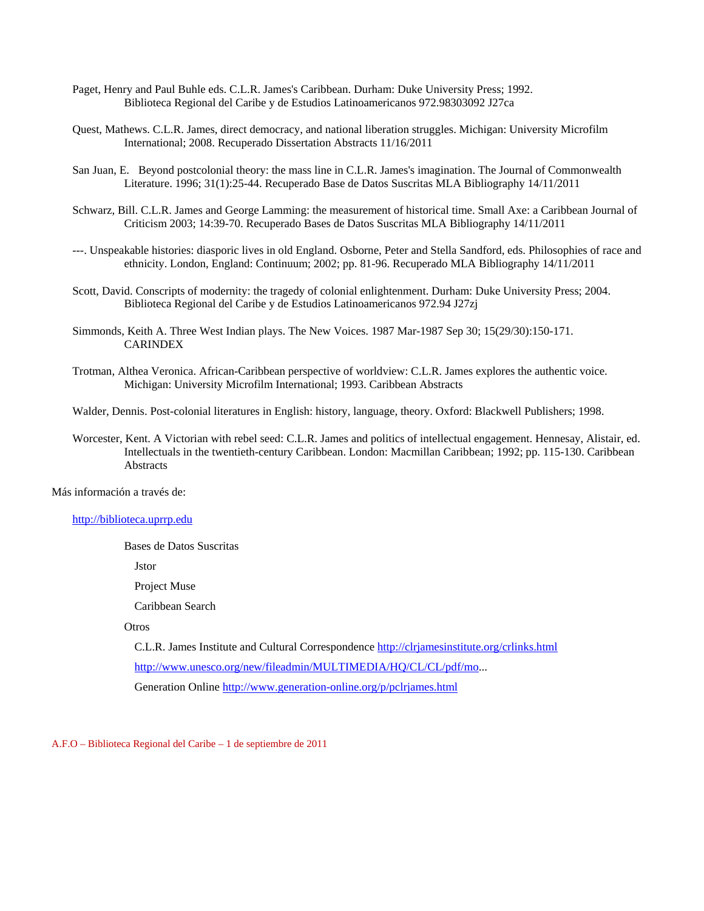Paget, Henry and Paul Buhle eds. C.L.R. James's Caribbean. Durham: Duke University Press; 1992. Biblioteca Regional del Caribe y de Estudios Latinoamericanos 972.98303092 J27ca

Quest, Mathews. C.L.R. James, direct democracy, and national liberation struggles. Michigan: University Microfilm International; 2008. Recuperado Dissertation Abstracts 11/16/2011

San Juan, E. Beyond postcolonial theory: the mass line in C.L.R. James's imagination. The Journal of Commonwealth Literature. 1996; 31(1):25-44. Recuperado Base de Datos Suscritas MLA Bibliography 14/11/2011

Schwarz, Bill. C.L.R. James and George Lamming: the measurement of historical time. Small Axe: a Caribbean Journal of Criticism 2003; 14:39-70. Recuperado Bases de Datos Suscritas MLA Bibliography 14/11/2011

---. Unspeakable histories: diasporic lives in old England. Osborne, Peter and Stella Sandford, eds. Philosophies of race and ethnicity. London, England: Continuum; 2002; pp. 81-96. Recuperado MLA Bibliography 14/11/2011

Scott, David. Conscripts of modernity: the tragedy of colonial enlightenment. Durham: Duke University Press; 2004. Biblioteca Regional del Caribe y de Estudios Latinoamericanos 972.94 J27zj

Simmonds, Keith A. Three West Indian plays. The New Voices. 1987 Mar-1987 Sep 30; 15(29/30):150-171. CARINDEX

Trotman, Althea Veronica. African-Caribbean perspective of worldview: C.L.R. James explores the authentic voice. Michigan: University Microfilm International; 1993. Caribbean Abstracts

Walder, Dennis. Post-colonial literatures in English: history, language, theory. Oxford: Blackwell Publishers; 1998.

Worcester, Kent. A Victorian with rebel seed: C.L.R. James and politics of intellectual engagement. Hennesay, Alistair, ed. Intellectuals in the twentieth-century Caribbean. London: Macmillan Caribbean; 1992; pp. 115-130. Caribbean Abstracts

Más información a través de:

http://biblioteca.uprrp.edu

- Bases de Datos Suscritas
  - Jstor
  - Project Muse
  - Caribbean Search
- Otros
  - C.L.R. James Institute and Cultural Correspondence http://clrjamesinstitute.org/crlinks.html
  - http://www.unesco.org/new/fileadmin/MULTIMEDIA/HQ/CL/CL/pdf/mo...
  - Generation Online http://www.generation-online.org/p/pclrjames.html

A.F.O – Biblioteca Regional del Caribe – 1 de septiembre de 2011